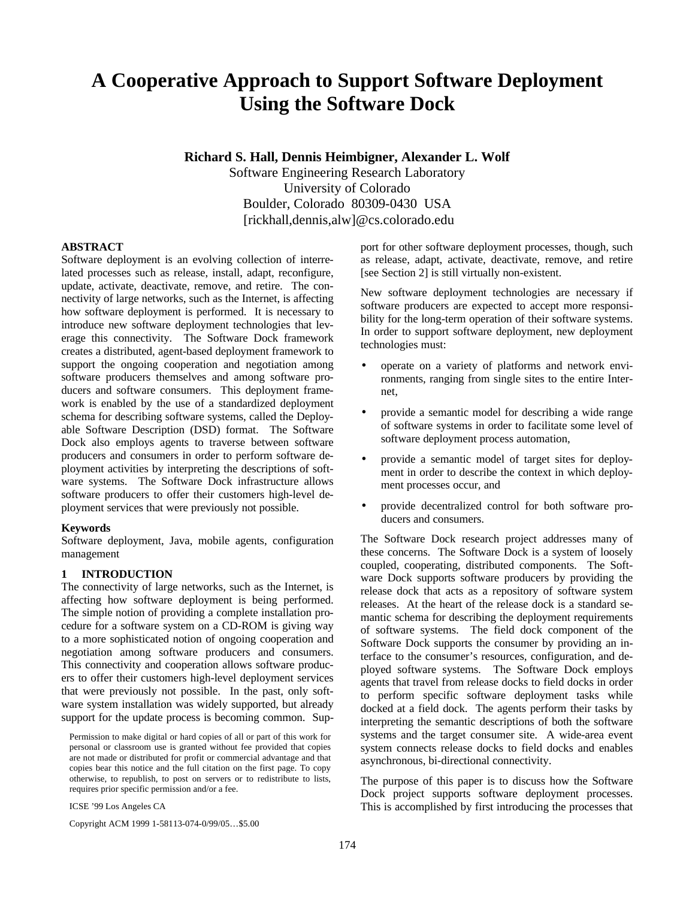# A Cooperative Approach to Support Software Deployment Using the Software Dock

**Richard S. Hall, Dennis Heimbigner, Alexander L. Wolf**

Software Engineering Research Laboratory
University of Colorado
Boulder, Colorado 80309-0430 USA
[rickhall,dennis,alw]@cs.colorado.edu

## ABSTRACT

Software deployment is an evolving collection of interrelated processes such as release, install, adapt, reconfigure, update, activate, deactivate, remove, and retire. The connectivity of large networks, such as the Internet, is affecting how software deployment is performed. It is necessary to introduce new software deployment technologies that leverage this connectivity. The Software Dock framework creates a distributed, agent-based deployment framework to support the ongoing cooperation and negotiation among software producers themselves and among software producers and software consumers. This deployment framework is enabled by the use of a standardized deployment schema for describing software systems, called the Deployable Software Description (DSD) format. The Software Dock also employs agents to traverse between software producers and consumers in order to perform software deployment activities by interpreting the descriptions of software systems. The Software Dock infrastructure allows software producers to offer their customers high-level deployment services that were previously not possible.

### Keywords

Software deployment, Java, mobile agents, configuration management

## 1 INTRODUCTION

The connectivity of large networks, such as the Internet, is affecting how software deployment is being performed. The simple notion of providing a complete installation procedure for a software system on a CD-ROM is giving way to a more sophisticated notion of ongoing cooperation and negotiation among software producers and consumers. This connectivity and cooperation allows software producers to offer their customers high-level deployment services that were previously not possible. In the past, only software system installation was widely supported, but already support for the update process is becoming common. Support for other software deployment processes, though, such as release, adapt, activate, deactivate, remove, and retire [see Section 2] is still virtually non-existent.

Permission to make digital or hard copies of all or part of this work for personal or classroom use is granted without fee provided that copies are not made or distributed for profit or commercial advantage and that copies bear this notice and the full citation on the first page. To copy otherwise, to republish, to post on servers or to redistribute to lists, requires prior specific permission and/or a fee.

ICSE '99 Los Angeles CA

Copyright ACM 1999 1-58113-074-0/99/05…$5.00

New software deployment technologies are necessary if software producers are expected to accept more responsibility for the long-term operation of their software systems. In order to support software deployment, new deployment technologies must:

- operate on a variety of platforms and network environments, ranging from single sites to the entire Internet,
- provide a semantic model for describing a wide range of software systems in order to facilitate some level of software deployment process automation,
- provide a semantic model of target sites for deployment in order to describe the context in which deployment processes occur, and
- provide decentralized control for both software producers and consumers.

The Software Dock research project addresses many of these concerns. The Software Dock is a system of loosely coupled, cooperating, distributed components. The Software Dock supports software producers by providing the release dock that acts as a repository of software system releases. At the heart of the release dock is a standard semantic schema for describing the deployment requirements of software systems. The field dock component of the Software Dock supports the consumer by providing an interface to the consumer's resources, configuration, and deployed software systems. The Software Dock employs agents that travel from release docks to field docks in order to perform specific software deployment tasks while docked at a field dock. The agents perform their tasks by interpreting the semantic descriptions of both the software systems and the target consumer site. A wide-area event system connects release docks to field docks and enables asynchronous, bi-directional connectivity.

The purpose of this paper is to discuss how the Software Dock project supports software deployment processes. This is accomplished by first introducing the processes that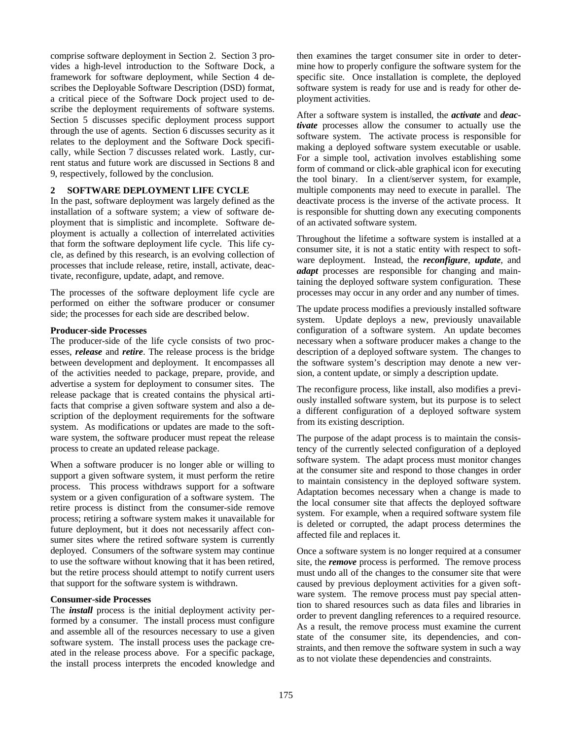comprise software deployment in Section 2. Section 3 provides a high-level introduction to the Software Dock, a framework for software deployment, while Section 4 describes the Deployable Software Description (DSD) format, a critical piece of the Software Dock project used to describe the deployment requirements of software systems. Section 5 discusses specific deployment process support through the use of agents. Section 6 discusses security as it relates to the deployment and the Software Dock specifically, while Section 7 discusses related work. Lastly, current status and future work are discussed in Sections 8 and 9, respectively, followed by the conclusion.

## 2 SOFTWARE DEPLOYMENT LIFE CYCLE

In the past, software deployment was largely defined as the installation of a software system; a view of software deployment that is simplistic and incomplete. Software deployment is actually a collection of interrelated activities that form the software deployment life cycle. This life cycle, as defined by this research, is an evolving collection of processes that include release, retire, install, activate, deactivate, reconfigure, update, adapt, and remove.

The processes of the software deployment life cycle are performed on either the software producer or consumer side; the processes for each side are described below.

### Producer-side Processes

The producer-side of the life cycle consists of two processes, ***release*** and ***retire***. The release process is the bridge between development and deployment. It encompasses all of the activities needed to package, prepare, provide, and advertise a system for deployment to consumer sites. The release package that is created contains the physical artifacts that comprise a given software system and also a description of the deployment requirements for the software system. As modifications or updates are made to the software system, the software producer must repeat the release process to create an updated release package.

When a software producer is no longer able or willing to support a given software system, it must perform the retire process. This process withdraws support for a software system or a given configuration of a software system. The retire process is distinct from the consumer-side remove process; retiring a software system makes it unavailable for future deployment, but it does not necessarily affect consumer sites where the retired software system is currently deployed. Consumers of the software system may continue to use the software without knowing that it has been retired, but the retire process should attempt to notify current users that support for the software system is withdrawn.

### Consumer-side Processes

The ***install*** process is the initial deployment activity performed by a consumer. The install process must configure and assemble all of the resources necessary to use a given software system. The install process uses the package created in the release process above. For a specific package, the install process interprets the encoded knowledge and then examines the target consumer site in order to determine how to properly configure the software system for the specific site. Once installation is complete, the deployed software system is ready for use and is ready for other deployment activities.

After a software system is installed, the ***activate*** and ***deactivate*** processes allow the consumer to actually use the software system. The activate process is responsible for making a deployed software system executable or usable. For a simple tool, activation involves establishing some form of command or click-able graphical icon for executing the tool binary. In a client/server system, for example, multiple components may need to execute in parallel. The deactivate process is the inverse of the activate process. It is responsible for shutting down any executing components of an activated software system.

Throughout the lifetime a software system is installed at a consumer site, it is not a static entity with respect to software deployment. Instead, the ***reconfigure***, ***update***, and ***adapt*** processes are responsible for changing and maintaining the deployed software system configuration. These processes may occur in any order and any number of times.

The update process modifies a previously installed software system. Update deploys a new, previously unavailable configuration of a software system. An update becomes necessary when a software producer makes a change to the description of a deployed software system. The changes to the software system's description may denote a new version, a content update, or simply a description update.

The reconfigure process, like install, also modifies a previously installed software system, but its purpose is to select a different configuration of a deployed software system from its existing description.

The purpose of the adapt process is to maintain the consistency of the currently selected configuration of a deployed software system. The adapt process must monitor changes at the consumer site and respond to those changes in order to maintain consistency in the deployed software system. Adaptation becomes necessary when a change is made to the local consumer site that affects the deployed software system. For example, when a required software system file is deleted or corrupted, the adapt process determines the affected file and replaces it.

Once a software system is no longer required at a consumer site, the ***remove*** process is performed. The remove process must undo all of the changes to the consumer site that were caused by previous deployment activities for a given software system. The remove process must pay special attention to shared resources such as data files and libraries in order to prevent dangling references to a required resource. As a result, the remove process must examine the current state of the consumer site, its dependencies, and constraints, and then remove the software system in such a way as to not violate these dependencies and constraints.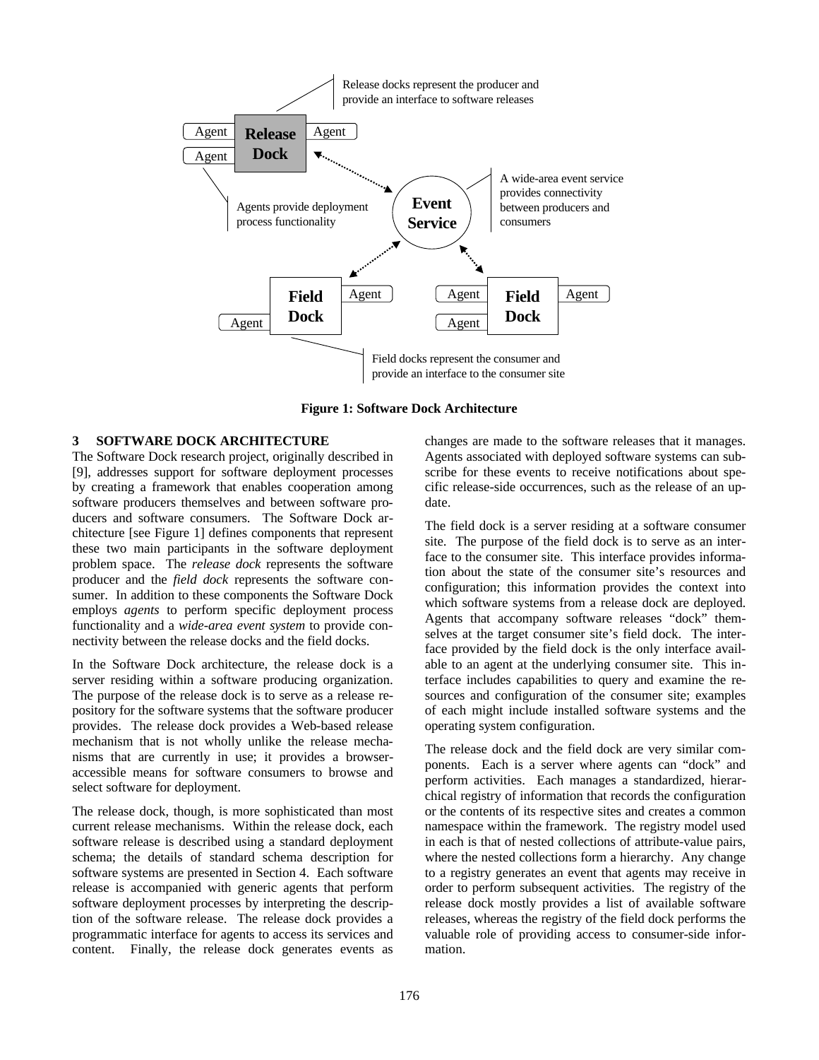Release docks represent the producer and provide an interface to software releases

Agents provide deployment process functionality

A wide-area event service provides connectivity between producers and consumers

Field docks represent the consumer and provide an interface to the consumer site

**Figure 1: Software Dock Architecture**

## 3 SOFTWARE DOCK ARCHITECTURE

The Software Dock research project, originally described in [9], addresses support for software deployment processes by creating a framework that enables cooperation among software producers themselves and between software producers and software consumers. The Software Dock architecture [see Figure 1] defines components that represent these two main participants in the software deployment problem space. The *release dock* represents the software producer and the *field dock* represents the software consumer. In addition to these components the Software Dock employs *agents* to perform specific deployment process functionality and a *wide-area event system* to provide connectivity between the release docks and the field docks.

In the Software Dock architecture, the release dock is a server residing within a software producing organization. The purpose of the release dock is to serve as a release repository for the software systems that the software producer provides. The release dock provides a Web-based release mechanism that is not wholly unlike the release mechanisms that are currently in use; it provides a browser-accessible means for software consumers to browse and select software for deployment.

The release dock, though, is more sophisticated than most current release mechanisms. Within the release dock, each software release is described using a standard deployment schema; the details of standard schema description for software systems are presented in Section 4. Each software release is accompanied with generic agents that perform software deployment processes by interpreting the description of the software release. The release dock provides a programmatic interface for agents to access its services and content. Finally, the release dock generates events as changes are made to the software releases that it manages. Agents associated with deployed software systems can subscribe for these events to receive notifications about specific release-side occurrences, such as the release of an update.

The field dock is a server residing at a software consumer site. The purpose of the field dock is to serve as an interface to the consumer site. This interface provides information about the state of the consumer site's resources and configuration; this information provides the context into which software systems from a release dock are deployed. Agents that accompany software releases "dock" themselves at the target consumer site's field dock. The interface provided by the field dock is the only interface available to an agent at the underlying consumer site. This interface includes capabilities to query and examine the resources and configuration of the consumer site; examples of each might include installed software systems and the operating system configuration.

The release dock and the field dock are very similar components. Each is a server where agents can "dock" and perform activities. Each manages a standardized, hierarchical registry of information that records the configuration or the contents of its respective sites and creates a common namespace within the framework. The registry model used in each is that of nested collections of attribute-value pairs, where the nested collections form a hierarchy. Any change to a registry generates an event that agents may receive in order to perform subsequent activities. The registry of the release dock mostly provides a list of available software releases, whereas the registry of the field dock performs the valuable role of providing access to consumer-side information.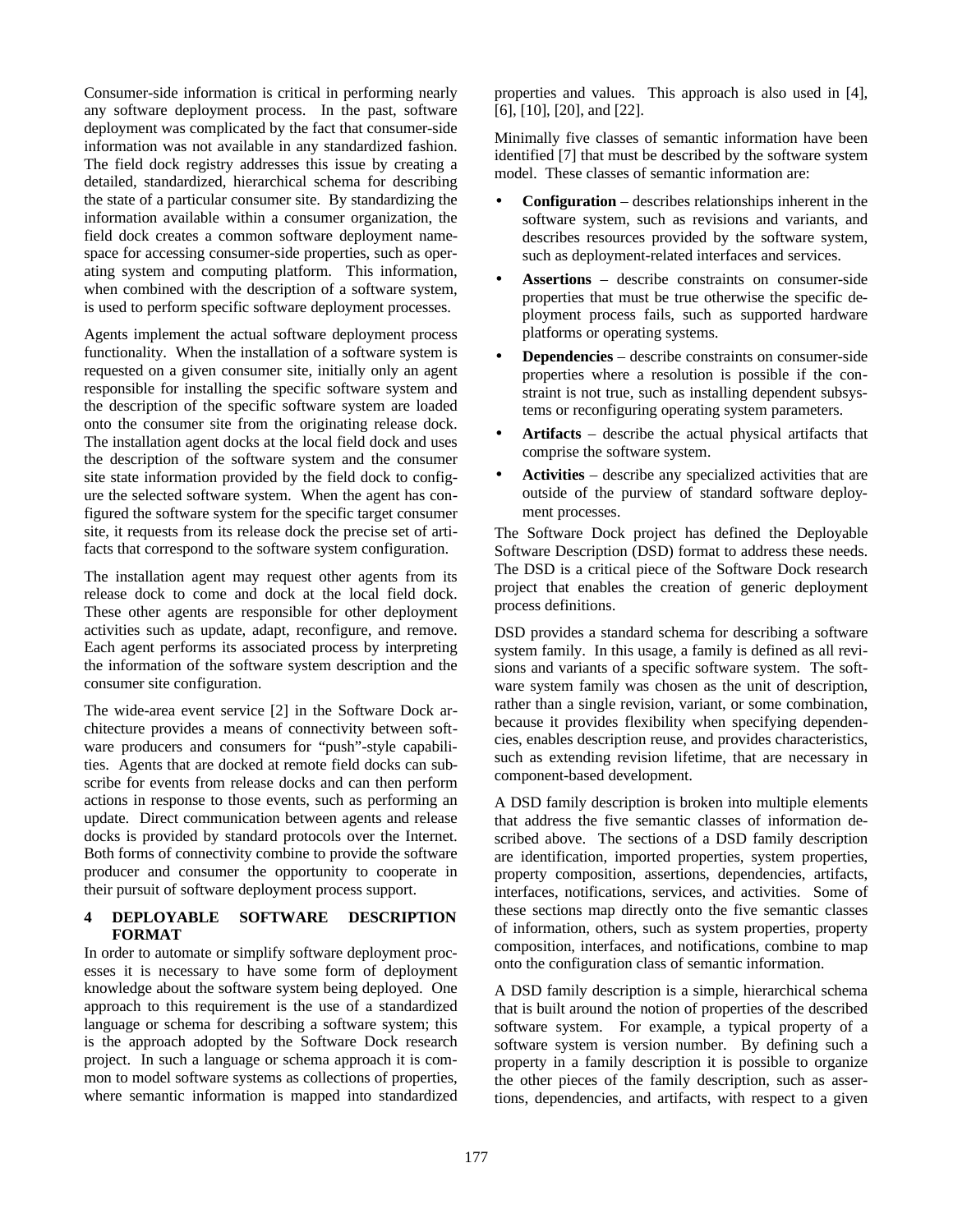Consumer-side information is critical in performing nearly any software deployment process. In the past, software deployment was complicated by the fact that consumer-side information was not available in any standardized fashion. The field dock registry addresses this issue by creating a detailed, standardized, hierarchical schema for describing the state of a particular consumer site. By standardizing the information available within a consumer organization, the field dock creates a common software deployment namespace for accessing consumer-side properties, such as operating system and computing platform. This information, when combined with the description of a software system, is used to perform specific software deployment processes.

Agents implement the actual software deployment process functionality. When the installation of a software system is requested on a given consumer site, initially only an agent responsible for installing the specific software system and the description of the specific software system are loaded onto the consumer site from the originating release dock. The installation agent docks at the local field dock and uses the description of the software system and the consumer site state information provided by the field dock to configure the selected software system. When the agent has configured the software system for the specific target consumer site, it requests from its release dock the precise set of artifacts that correspond to the software system configuration.

The installation agent may request other agents from its release dock to come and dock at the local field dock. These other agents are responsible for other deployment activities such as update, adapt, reconfigure, and remove. Each agent performs its associated process by interpreting the information of the software system description and the consumer site configuration.

The wide-area event service [2] in the Software Dock architecture provides a means of connectivity between software producers and consumers for "push"-style capabilities. Agents that are docked at remote field docks can subscribe for events from release docks and can then perform actions in response to those events, such as performing an update. Direct communication between agents and release docks is provided by standard protocols over the Internet. Both forms of connectivity combine to provide the software producer and consumer the opportunity to cooperate in their pursuit of software deployment process support.

## 4 DEPLOYABLE SOFTWARE DESCRIPTION FORMAT

In order to automate or simplify software deployment processes it is necessary to have some form of deployment knowledge about the software system being deployed. One approach to this requirement is the use of a standardized language or schema for describing a software system; this is the approach adopted by the Software Dock research project. In such a language or schema approach it is common to model software systems as collections of properties, where semantic information is mapped into standardized properties and values. This approach is also used in [4], [6], [10], [20], and [22].

Minimally five classes of semantic information have been identified [7] that must be described by the software system model. These classes of semantic information are:

- **Configuration** – describes relationships inherent in the software system, such as revisions and variants, and describes resources provided by the software system, such as deployment-related interfaces and services.
- **Assertions** – describe constraints on consumer-side properties that must be true otherwise the specific deployment process fails, such as supported hardware platforms or operating systems.
- **Dependencies** – describe constraints on consumer-side properties where a resolution is possible if the constraint is not true, such as installing dependent subsystems or reconfiguring operating system parameters.
- **Artifacts** – describe the actual physical artifacts that comprise the software system.
- **Activities** – describe any specialized activities that are outside of the purview of standard software deployment processes.

The Software Dock project has defined the Deployable Software Description (DSD) format to address these needs. The DSD is a critical piece of the Software Dock research project that enables the creation of generic deployment process definitions.

DSD provides a standard schema for describing a software system family. In this usage, a family is defined as all revisions and variants of a specific software system. The software system family was chosen as the unit of description, rather than a single revision, variant, or some combination, because it provides flexibility when specifying dependencies, enables description reuse, and provides characteristics, such as extending revision lifetime, that are necessary in component-based development.

A DSD family description is broken into multiple elements that address the five semantic classes of information described above. The sections of a DSD family description are identification, imported properties, system properties, property composition, assertions, dependencies, artifacts, interfaces, notifications, services, and activities. Some of these sections map directly onto the five semantic classes of information, others, such as system properties, property composition, interfaces, and notifications, combine to map onto the configuration class of semantic information.

A DSD family description is a simple, hierarchical schema that is built around the notion of properties of the described software system. For example, a typical property of a software system is version number. By defining such a property in a family description it is possible to organize the other pieces of the family description, such as assertions, dependencies, and artifacts, with respect to a given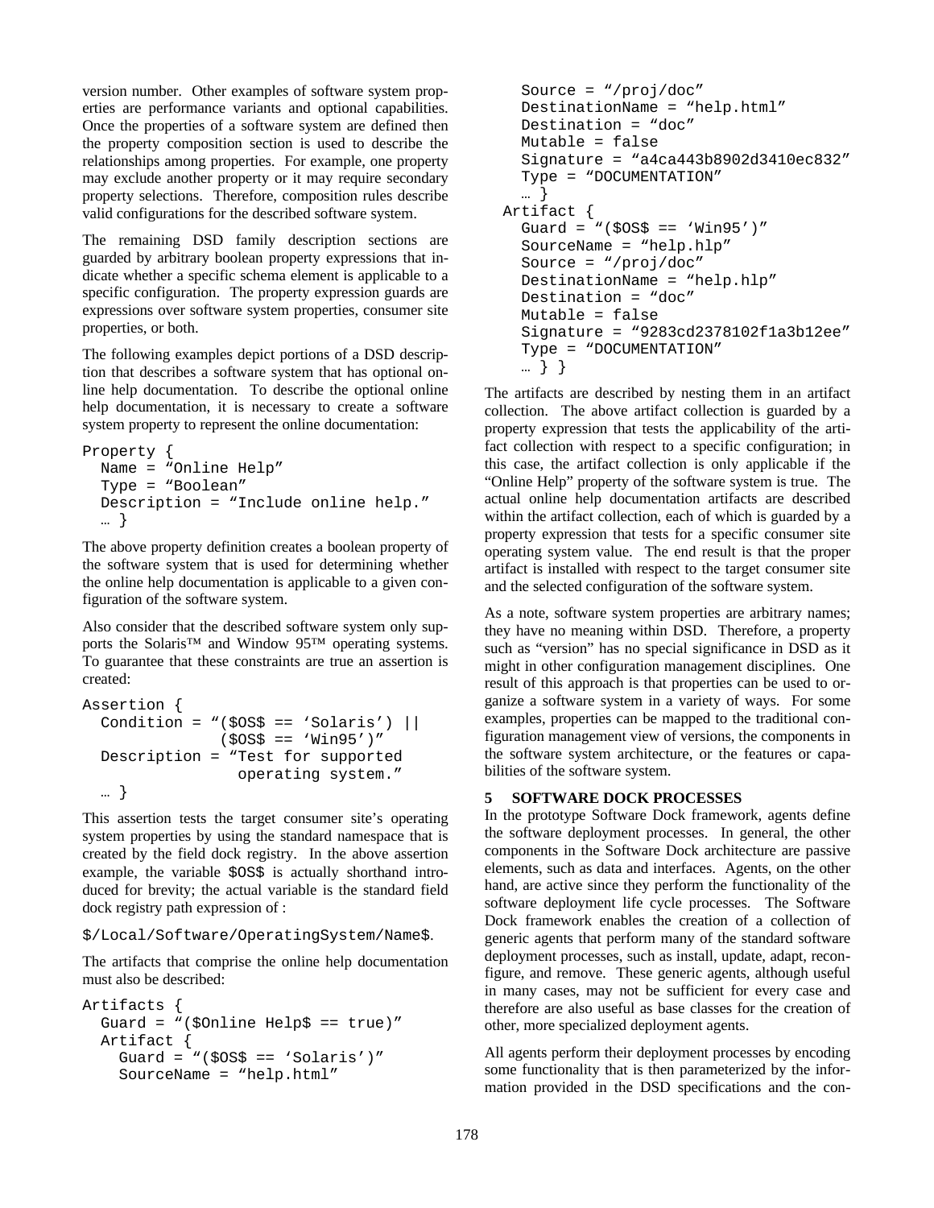version number. Other examples of software system properties are performance variants and optional capabilities. Once the properties of a software system are defined then the property composition section is used to describe the relationships among properties. For example, one property may exclude another property or it may require secondary property selections. Therefore, composition rules describe valid configurations for the described software system.

The remaining DSD family description sections are guarded by arbitrary boolean property expressions that indicate whether a specific schema element is applicable to a specific configuration. The property expression guards are expressions over software system properties, consumer site properties, or both.

The following examples depict portions of a DSD description that describes a software system that has optional online help documentation. To describe the optional online help documentation, it is necessary to create a software system property to represent the online documentation:

```
Property {
  Name = “Online Help”
  Type = “Boolean”
  Description = “Include online help.”
  … }
```

The above property definition creates a boolean property of the software system that is used for determining whether the online help documentation is applicable to a given configuration of the software system.

Also consider that the described software system only supports the Solaris™ and Window 95™ operating systems. To guarantee that these constraints are true an assertion is created:

```
Assertion {
  Condition = “($OS$ == ‘Solaris’) ||
              ($OS$ == ‘Win95’)”
  Description = “Test for supported
                 operating system.”
  … }
```

This assertion tests the target consumer site's operating system properties by using the standard namespace that is created by the field dock registry. In the above assertion example, the variable `$OS$` is actually shorthand introduced for brevity; the actual variable is the standard field dock registry path expression of :

`$/Local/Software/OperatingSystem/Name$`.

The artifacts that comprise the online help documentation must also be described:

```
Artifacts {
  Guard = “($Online Help$ == true)”
  Artifact {
    Guard = “($OS$ == ‘Solaris’)”
    SourceName = “help.html”
    Source = “/proj/doc”
    DestinationName = “help.html”
    Destination = “doc”
    Mutable = false
    Signature = “a4ca443b8902d3410ec832”
    Type = “DOCUMENTATION”
    … }
  Artifact {
    Guard = “($OS$ == ‘Win95’)”
    SourceName = “help.hlp”
    Source = “/proj/doc”
    DestinationName = “help.hlp”
    Destination = “doc”
    Mutable = false
    Signature = “9283cd2378102f1a3b12ee”
    Type = “DOCUMENTATION”
    … } }
```

The artifacts are described by nesting them in an artifact collection. The above artifact collection is guarded by a property expression that tests the applicability of the artifact collection with respect to a specific configuration; in this case, the artifact collection is only applicable if the “Online Help” property of the software system is true. The actual online help documentation artifacts are described within the artifact collection, each of which is guarded by a property expression that tests for a specific consumer site operating system value. The end result is that the proper artifact is installed with respect to the target consumer site and the selected configuration of the software system.

As a note, software system properties are arbitrary names; they have no meaning within DSD. Therefore, a property such as “version” has no special significance in DSD as it might in other configuration management disciplines. One result of this approach is that properties can be used to organize a software system in a variety of ways. For some examples, properties can be mapped to the traditional configuration management view of versions, the components in the software system architecture, or the features or capabilities of the software system.

## 5 SOFTWARE DOCK PROCESSES

In the prototype Software Dock framework, agents define the software deployment processes. In general, the other components in the Software Dock architecture are passive elements, such as data and interfaces. Agents, on the other hand, are active since they perform the functionality of the software deployment life cycle processes. The Software Dock framework enables the creation of a collection of generic agents that perform many of the standard software deployment processes, such as install, update, adapt, reconfigure, and remove. These generic agents, although useful in many cases, may not be sufficient for every case and therefore are also useful as base classes for the creation of other, more specialized deployment agents.

All agents perform their deployment processes by encoding some functionality that is then parameterized by the information provided in the DSD specifications and the con-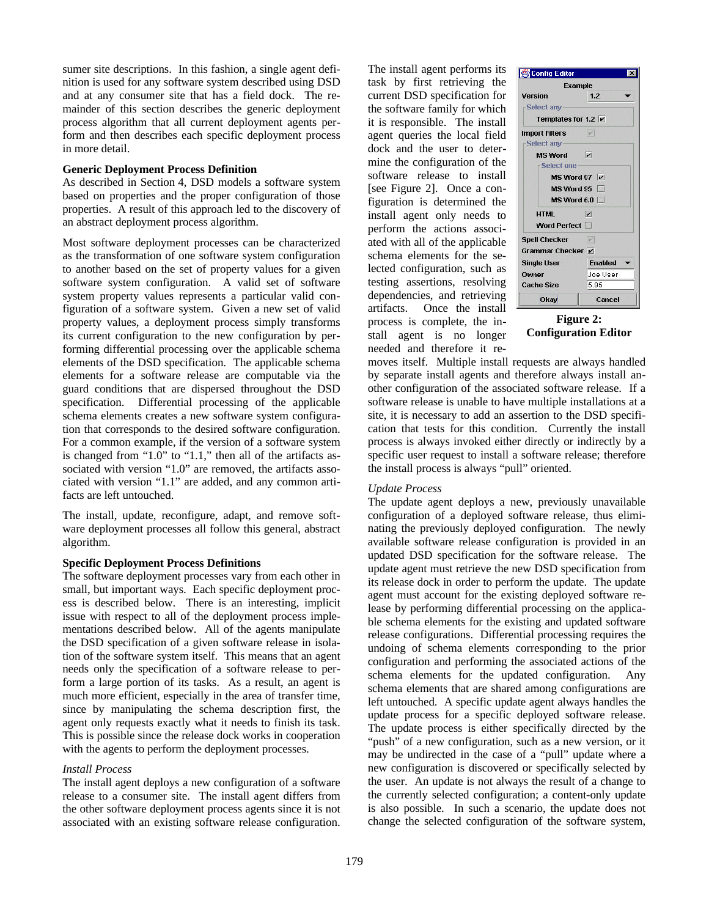sumer site descriptions. In this fashion, a single agent definition is used for any software system described using DSD and at any consumer site that has a field dock. The remainder of this section describes the generic deployment process algorithm that all current deployment agents perform and then describes each specific deployment process in more detail.

**Generic Deployment Process Definition**

As described in Section 4, DSD models a software system based on properties and the proper configuration of those properties. A result of this approach led to the discovery of an abstract deployment process algorithm.

Most software deployment processes can be characterized as the transformation of one software system configuration to another based on the set of property values for a given software system configuration. A valid set of software system property values represents a particular valid configuration of a software system. Given a new set of valid property values, a deployment process simply transforms its current configuration to the new configuration by performing differential processing over the applicable schema elements of the DSD specification. The applicable schema elements for a software release are computable via the guard conditions that are dispersed throughout the DSD specification. Differential processing of the applicable schema elements creates a new software system configuration that corresponds to the desired software configuration. For a common example, if the version of a software system is changed from "1.0" to "1.1," then all of the artifacts associated with version "1.0" are removed, the artifacts associated with version "1.1" are added, and any common artifacts are left untouched.

The install, update, reconfigure, adapt, and remove software deployment processes all follow this general, abstract algorithm.

**Specific Deployment Process Definitions**

The software deployment processes vary from each other in small, but important ways. Each specific deployment process is described below. There is an interesting, implicit issue with respect to all of the deployment process implementations described below. All of the agents manipulate the DSD specification of a given software release in isolation of the software system itself. This means that an agent needs only the specification of a software release to perform a large portion of its tasks. As a result, an agent is much more efficient, especially in the area of transfer time, since by manipulating the schema description first, the agent only requests exactly what it needs to finish its task. This is possible since the release dock works in cooperation with the agents to perform the deployment processes.

*Install Process*

The install agent deploys a new configuration of a software release to a consumer site. The install agent differs from the other software deployment process agents since it is not associated with an existing software release configuration. The install agent performs its task by first retrieving the current DSD specification for the software family for which it is responsible. The install agent queries the local field dock and the user to determine the configuration of the software release to install [see Figure 2]. Once a configuration is determined the install agent only needs to perform the actions associated with all of the applicable schema elements for the selected configuration, such as testing assertions, resolving dependencies, and retrieving artifacts. Once the install process is complete, the install agent is no longer needed and therefore it removes itself. Multiple install requests are always handled by separate install agents and therefore always install another configuration of the associated software release. If a software release is unable to have multiple installations at a site, it is necessary to add an assertion to the DSD specification that tests for this condition. Currently the install process is always invoked either directly or indirectly by a specific user request to install a software release; therefore the install process is always "pull" oriented.

Config Editor
Example
Version 1.2
Select any
Templates for 1.2
Import Filters
Select any
MS Word
Select one
MS Word 97
MS Word 95
MS Word 6.0
HTML
Word Perfect
Spell Checker
Grammar Checker
Single User Enabled
Owner Joe User
Cache Size 5.95
Okay Cancel

**Figure 2: Configuration Editor**

*Update Process*

The update agent deploys a new, previously unavailable configuration of a deployed software release, thus eliminating the previously deployed configuration. The newly available software release configuration is provided in an updated DSD specification for the software release. The update agent must retrieve the new DSD specification from its release dock in order to perform the update. The update agent must account for the existing deployed software release by performing differential processing on the applicable schema elements for the existing and updated software release configurations. Differential processing requires the undoing of schema elements corresponding to the prior configuration and performing the associated actions of the schema elements for the updated configuration. Any schema elements that are shared among configurations are left untouched. A specific update agent always handles the update process for a specific deployed software release. The update process is either specifically directed by the "push" of a new configuration, such as a new version, or it may be undirected in the case of a "pull" update where a new configuration is discovered or specifically selected by the user. An update is not always the result of a change to the currently selected configuration; a content-only update is also possible. In such a scenario, the update does not change the selected configuration of the software system,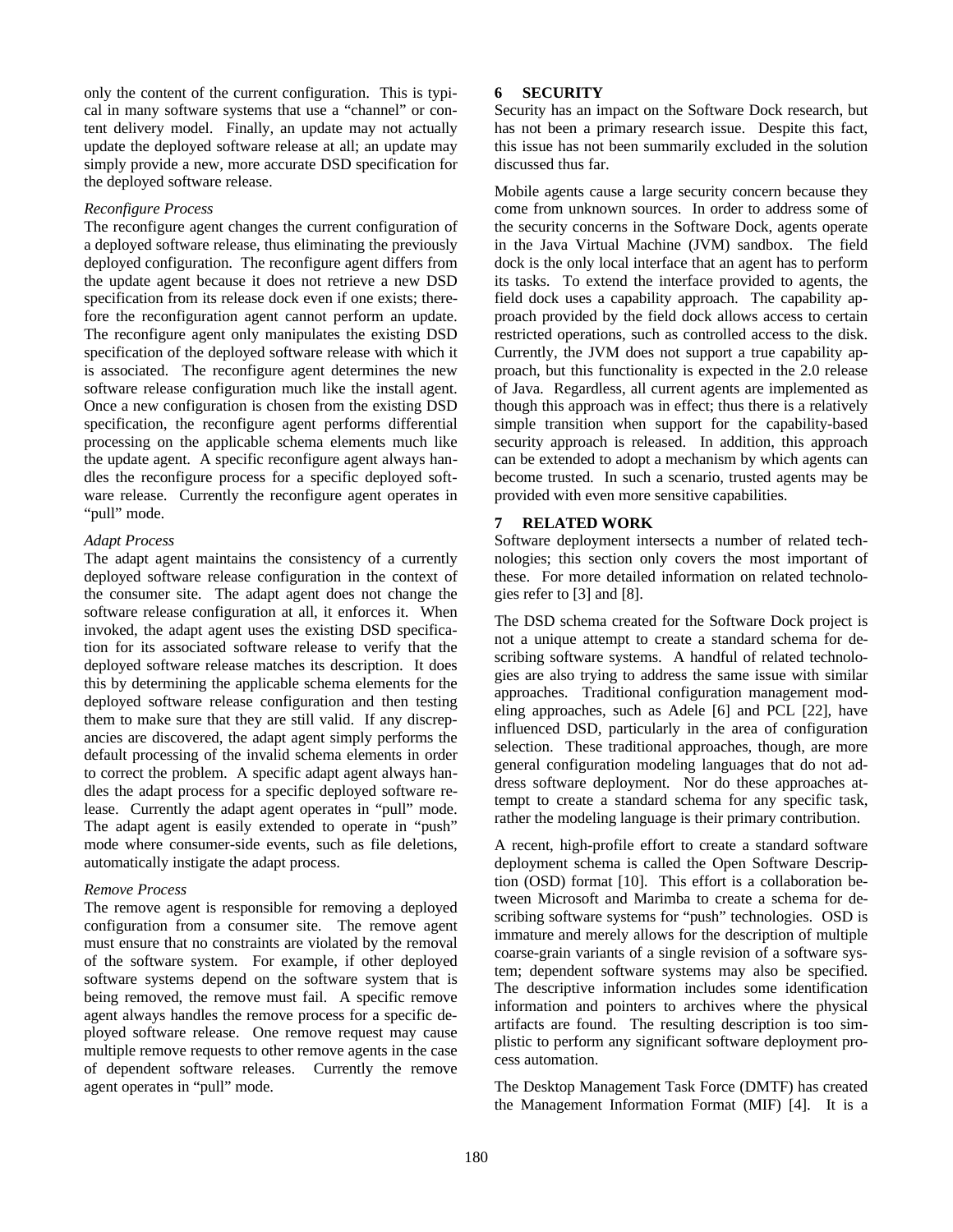only the content of the current configuration. This is typical in many software systems that use a "channel" or content delivery model. Finally, an update may not actually update the deployed software release at all; an update may simply provide a new, more accurate DSD specification for the deployed software release.

*Reconfigure Process*

The reconfigure agent changes the current configuration of a deployed software release, thus eliminating the previously deployed configuration. The reconfigure agent differs from the update agent because it does not retrieve a new DSD specification from its release dock even if one exists; therefore the reconfiguration agent cannot perform an update. The reconfigure agent only manipulates the existing DSD specification of the deployed software release with which it is associated. The reconfigure agent determines the new software release configuration much like the install agent. Once a new configuration is chosen from the existing DSD specification, the reconfigure agent performs differential processing on the applicable schema elements much like the update agent. A specific reconfigure agent always handles the reconfigure process for a specific deployed software release. Currently the reconfigure agent operates in "pull" mode.

*Adapt Process*

The adapt agent maintains the consistency of a currently deployed software release configuration in the context of the consumer site. The adapt agent does not change the software release configuration at all, it enforces it. When invoked, the adapt agent uses the existing DSD specification for its associated software release to verify that the deployed software release matches its description. It does this by determining the applicable schema elements for the deployed software release configuration and then testing them to make sure that they are still valid. If any discrepancies are discovered, the adapt agent simply performs the default processing of the invalid schema elements in order to correct the problem. A specific adapt agent always handles the adapt process for a specific deployed software release. Currently the adapt agent operates in "pull" mode. The adapt agent is easily extended to operate in "push" mode where consumer-side events, such as file deletions, automatically instigate the adapt process.

*Remove Process*

The remove agent is responsible for removing a deployed configuration from a consumer site. The remove agent must ensure that no constraints are violated by the removal of the software system. For example, if other deployed software systems depend on the software system that is being removed, the remove must fail. A specific remove agent always handles the remove process for a specific deployed software release. One remove request may cause multiple remove requests to other remove agents in the case of dependent software releases. Currently the remove agent operates in "pull" mode.

## 6 SECURITY

Security has an impact on the Software Dock research, but has not been a primary research issue. Despite this fact, this issue has not been summarily excluded in the solution discussed thus far.

Mobile agents cause a large security concern because they come from unknown sources. In order to address some of the security concerns in the Software Dock, agents operate in the Java Virtual Machine (JVM) sandbox. The field dock is the only local interface that an agent has to perform its tasks. To extend the interface provided to agents, the field dock uses a capability approach. The capability approach provided by the field dock allows access to certain restricted operations, such as controlled access to the disk. Currently, the JVM does not support a true capability approach, but this functionality is expected in the 2.0 release of Java. Regardless, all current agents are implemented as though this approach was in effect; thus there is a relatively simple transition when support for the capability-based security approach is released. In addition, this approach can be extended to adopt a mechanism by which agents can become trusted. In such a scenario, trusted agents may be provided with even more sensitive capabilities.

## 7 RELATED WORK

Software deployment intersects a number of related technologies; this section only covers the most important of these. For more detailed information on related technologies refer to [3] and [8].

The DSD schema created for the Software Dock project is not a unique attempt to create a standard schema for describing software systems. A handful of related technologies are also trying to address the same issue with similar approaches. Traditional configuration management modeling approaches, such as Adele [6] and PCL [22], have influenced DSD, particularly in the area of configuration selection. These traditional approaches, though, are more general configuration modeling languages that do not address software deployment. Nor do these approaches attempt to create a standard schema for any specific task, rather the modeling language is their primary contribution.

A recent, high-profile effort to create a standard software deployment schema is called the Open Software Description (OSD) format [10]. This effort is a collaboration between Microsoft and Marimba to create a schema for describing software systems for "push" technologies. OSD is immature and merely allows for the description of multiple coarse-grain variants of a single revision of a software system; dependent software systems may also be specified. The descriptive information includes some identification information and pointers to archives where the physical artifacts are found. The resulting description is too simplistic to perform any significant software deployment process automation.

The Desktop Management Task Force (DMTF) has created the Management Information Format (MIF) [4]. It is a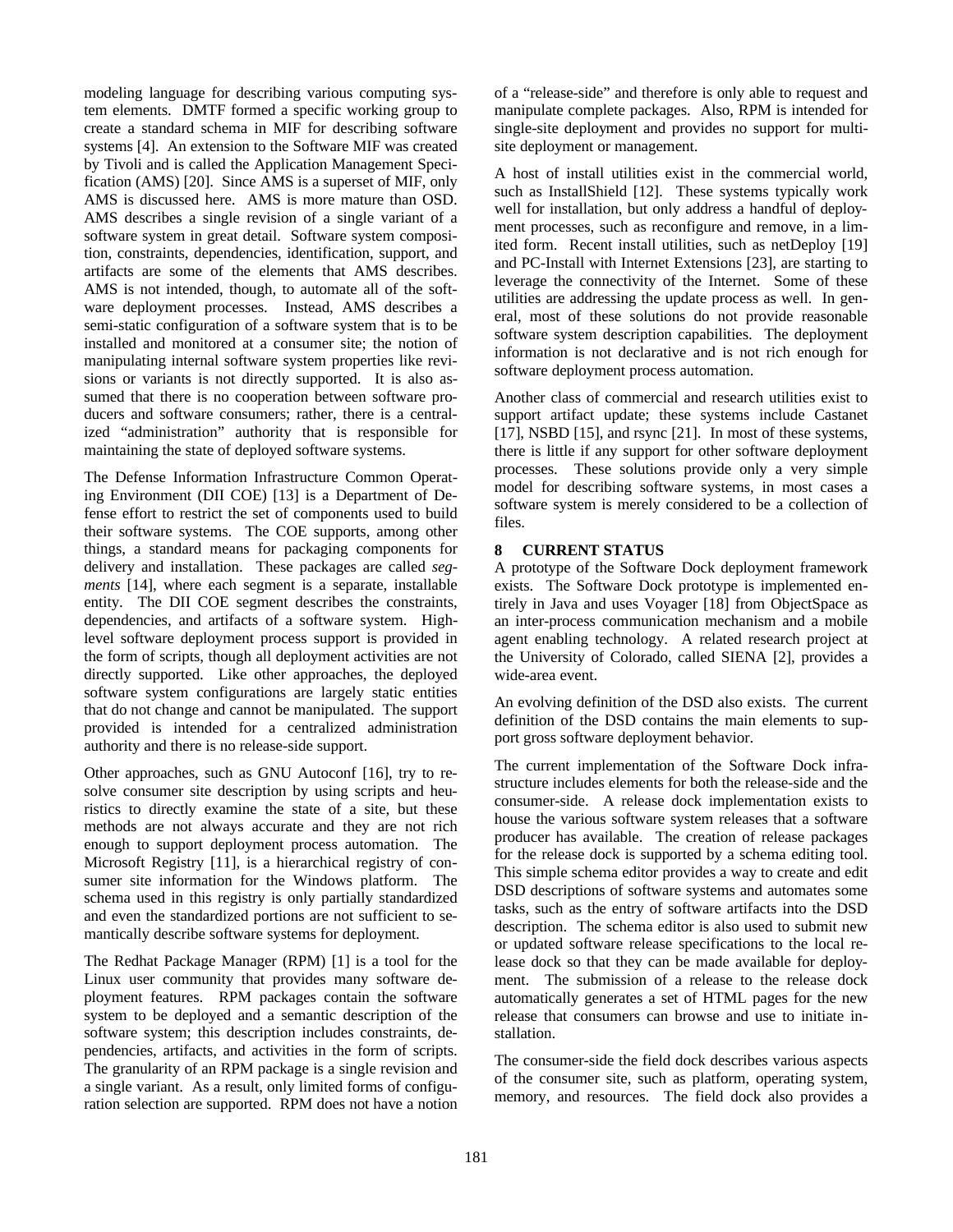modeling language for describing various computing system elements. DMTF formed a specific working group to create a standard schema in MIF for describing software systems [4]. An extension to the Software MIF was created by Tivoli and is called the Application Management Specification (AMS) [20]. Since AMS is a superset of MIF, only AMS is discussed here. AMS is more mature than OSD. AMS describes a single revision of a single variant of a software system in great detail. Software system composition, constraints, dependencies, identification, support, and artifacts are some of the elements that AMS describes. AMS is not intended, though, to automate all of the software deployment processes. Instead, AMS describes a semi-static configuration of a software system that is to be installed and monitored at a consumer site; the notion of manipulating internal software system properties like revisions or variants is not directly supported. It is also assumed that there is no cooperation between software producers and software consumers; rather, there is a centralized "administration" authority that is responsible for maintaining the state of deployed software systems.

The Defense Information Infrastructure Common Operating Environment (DII COE) [13] is a Department of Defense effort to restrict the set of components used to build their software systems. The COE supports, among other things, a standard means for packaging components for delivery and installation. These packages are called *segments* [14], where each segment is a separate, installable entity. The DII COE segment describes the constraints, dependencies, and artifacts of a software system. High-level software deployment process support is provided in the form of scripts, though all deployment activities are not directly supported. Like other approaches, the deployed software system configurations are largely static entities that do not change and cannot be manipulated. The support provided is intended for a centralized administration authority and there is no release-side support.

Other approaches, such as GNU Autoconf [16], try to resolve consumer site description by using scripts and heuristics to directly examine the state of a site, but these methods are not always accurate and they are not rich enough to support deployment process automation. The Microsoft Registry [11], is a hierarchical registry of consumer site information for the Windows platform. The schema used in this registry is only partially standardized and even the standardized portions are not sufficient to semantically describe software systems for deployment.

The Redhat Package Manager (RPM) [1] is a tool for the Linux user community that provides many software deployment features. RPM packages contain the software system to be deployed and a semantic description of the software system; this description includes constraints, dependencies, artifacts, and activities in the form of scripts. The granularity of an RPM package is a single revision and a single variant. As a result, only limited forms of configuration selection are supported. RPM does not have a notion of a "release-side" and therefore is only able to request and manipulate complete packages. Also, RPM is intended for single-site deployment and provides no support for multi-site deployment or management.

A host of install utilities exist in the commercial world, such as InstallShield [12]. These systems typically work well for installation, but only address a handful of deployment processes, such as reconfigure and remove, in a limited form. Recent install utilities, such as netDeploy [19] and PC-Install with Internet Extensions [23], are starting to leverage the connectivity of the Internet. Some of these utilities are addressing the update process as well. In general, most of these solutions do not provide reasonable software system description capabilities. The deployment information is not declarative and is not rich enough for software deployment process automation.

Another class of commercial and research utilities exist to support artifact update; these systems include Castanet [17], NSBD [15], and rsync [21]. In most of these systems, there is little if any support for other software deployment processes. These solutions provide only a very simple model for describing software systems, in most cases a software system is merely considered to be a collection of files.

## 8 CURRENT STATUS

A prototype of the Software Dock deployment framework exists. The Software Dock prototype is implemented entirely in Java and uses Voyager [18] from ObjectSpace as an inter-process communication mechanism and a mobile agent enabling technology. A related research project at the University of Colorado, called SIENA [2], provides a wide-area event.

An evolving definition of the DSD also exists. The current definition of the DSD contains the main elements to support gross software deployment behavior.

The current implementation of the Software Dock infrastructure includes elements for both the release-side and the consumer-side. A release dock implementation exists to house the various software system releases that a software producer has available. The creation of release packages for the release dock is supported by a schema editing tool. This simple schema editor provides a way to create and edit DSD descriptions of software systems and automates some tasks, such as the entry of software artifacts into the DSD description. The schema editor is also used to submit new or updated software release specifications to the local release dock so that they can be made available for deployment. The submission of a release to the release dock automatically generates a set of HTML pages for the new release that consumers can browse and use to initiate installation.

The consumer-side the field dock describes various aspects of the consumer site, such as platform, operating system, memory, and resources. The field dock also provides a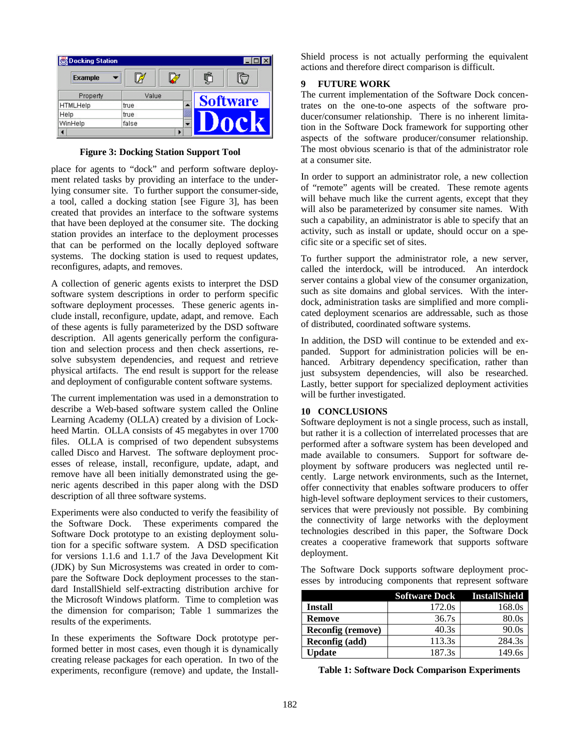Figure 3: Docking Station Support Tool

place for agents to "dock" and perform software deployment related tasks by providing an interface to the underlying consumer site. To further support the consumer-side, a tool, called a docking station [see Figure 3], has been created that provides an interface to the software systems that have been deployed at the consumer site. The docking station provides an interface to the deployment processes that can be performed on the locally deployed software systems. The docking station is used to request updates, reconfigures, adapts, and removes.

A collection of generic agents exists to interpret the DSD software system descriptions in order to perform specific software deployment processes. These generic agents include install, reconfigure, update, adapt, and remove. Each of these agents is fully parameterized by the DSD software description. All agents generically perform the configuration and selection process and then check assertions, resolve subsystem dependencies, and request and retrieve physical artifacts. The end result is support for the release and deployment of configurable content software systems.

The current implementation was used in a demonstration to describe a Web-based software system called the Online Learning Academy (OLLA) created by a division of Lockheed Martin. OLLA consists of 45 megabytes in over 1700 files. OLLA is comprised of two dependent subsystems called Disco and Harvest. The software deployment processes of release, install, reconfigure, update, adapt, and remove have all been initially demonstrated using the generic agents described in this paper along with the DSD description of all three software systems.

Experiments were also conducted to verify the feasibility of the Software Dock. These experiments compared the Software Dock prototype to an existing deployment solution for a specific software system. A DSD specification for versions 1.1.6 and 1.1.7 of the Java Development Kit (JDK) by Sun Microsystems was created in order to compare the Software Dock deployment processes to the standard InstallShield self-extracting distribution archive for the Microsoft Windows platform. Time to completion was the dimension for comparison; Table 1 summarizes the results of the experiments.

In these experiments the Software Dock prototype performed better in most cases, even though it is dynamically creating release packages for each operation. In two of the experiments, reconfigure (remove) and update, the InstallShield process is not actually performing the equivalent actions and therefore direct comparison is difficult.

## 9 FUTURE WORK

The current implementation of the Software Dock concentrates on the one-to-one aspects of the software producer/consumer relationship. There is no inherent limitation in the Software Dock framework for supporting other aspects of the software producer/consumer relationship. The most obvious scenario is that of the administrator role at a consumer site.

In order to support an administrator role, a new collection of "remote" agents will be created. These remote agents will behave much like the current agents, except that they will also be parameterized by consumer site names. With such a capability, an administrator is able to specify that an activity, such as install or update, should occur on a specific site or a specific set of sites.

To further support the administrator role, a new server, called the interdock, will be introduced. An interdock server contains a global view of the consumer organization, such as site domains and global services. With the interdock, administration tasks are simplified and more complicated deployment scenarios are addressable, such as those of distributed, coordinated software systems.

In addition, the DSD will continue to be extended and expanded. Support for administration policies will be enhanced. Arbitrary dependency specification, rather than just subsystem dependencies, will also be researched. Lastly, better support for specialized deployment activities will be further investigated.

## 10 CONCLUSIONS

Software deployment is not a single process, such as install, but rather it is a collection of interrelated processes that are performed after a software system has been developed and made available to consumers. Support for software deployment by software producers was neglected until recently. Large network environments, such as the Internet, offer connectivity that enables software producers to offer high-level software deployment services to their customers, services that were previously not possible. By combining the connectivity of large networks with the deployment technologies described in this paper, the Software Dock creates a cooperative framework that supports software deployment.

The Software Dock supports software deployment processes by introducing components that represent software

| | Software Dock | InstallShield |
|---|---|---|
| **Install** | 172.0s | 168.0s |
| **Remove** | 36.7s | 80.0s |
| **Reconfig (remove)** | 40.3s | 90.0s |
| **Reconfig (add)** | 113.3s | 284.3s |
| **Update** | 187.3s | 149.6s |

**Table 1: Software Dock Comparison Experiments**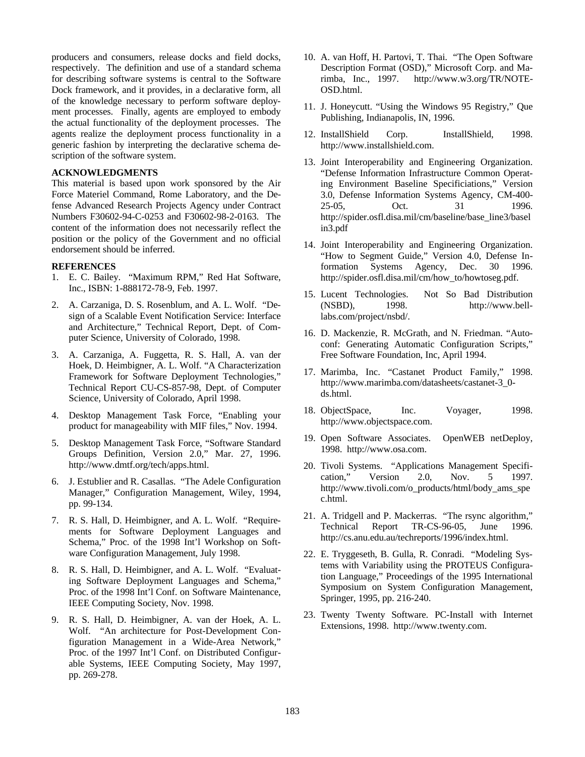producers and consumers, release docks and field docks, respectively. The definition and use of a standard schema for describing software systems is central to the Software Dock framework, and it provides, in a declarative form, all of the knowledge necessary to perform software deployment processes. Finally, agents are employed to embody the actual functionality of the deployment processes. The agents realize the deployment process functionality in a generic fashion by interpreting the declarative schema description of the software system.

### ACKNOWLEDGMENTS

This material is based upon work sponsored by the Air Force Materiel Command, Rome Laboratory, and the Defense Advanced Research Projects Agency under Contract Numbers F30602-94-C-0253 and F30602-98-2-0163. The content of the information does not necessarily reflect the position or the policy of the Government and no official endorsement should be inferred.

### REFERENCES

1. E. C. Bailey. "Maximum RPM," Red Hat Software, Inc., ISBN: 1-888172-78-9, Feb. 1997.
2. A. Carzaniga, D. S. Rosenblum, and A. L. Wolf. "Design of a Scalable Event Notification Service: Interface and Architecture," Technical Report, Dept. of Computer Science, University of Colorado, 1998.
3. A. Carzaniga, A. Fuggetta, R. S. Hall, A. van der Hoek, D. Heimbigner, A. L. Wolf. "A Characterization Framework for Software Deployment Technologies," Technical Report CU-CS-857-98, Dept. of Computer Science, University of Colorado, April 1998.
4. Desktop Management Task Force, "Enabling your product for manageability with MIF files," Nov. 1994.
5. Desktop Management Task Force, "Software Standard Groups Definition, Version 2.0," Mar. 27, 1996. http://www.dmtf.org/tech/apps.html.
6. J. Estublier and R. Casallas. "The Adele Configuration Manager," Configuration Management, Wiley, 1994, pp. 99-134.
7. R. S. Hall, D. Heimbigner, and A. L. Wolf. "Requirements for Software Deployment Languages and Schema," Proc. of the 1998 Int'l Workshop on Software Configuration Management, July 1998.
8. R. S. Hall, D. Heimbigner, and A. L. Wolf. "Evaluating Software Deployment Languages and Schema," Proc. of the 1998 Int'l Conf. on Software Maintenance, IEEE Computing Society, Nov. 1998.
9. R. S. Hall, D. Heimbigner, A. van der Hoek, A. L. Wolf. "An architecture for Post-Development Configuration Management in a Wide-Area Network," Proc. of the 1997 Int'l Conf. on Distributed Configurable Systems, IEEE Computing Society, May 1997, pp. 269-278.
10. A. van Hoff, H. Partovi, T. Thai. "The Open Software Description Format (OSD)," Microsoft Corp. and Marimba, Inc., 1997. http://www.w3.org/TR/NOTE-OSD.html.
11. J. Honeycutt. "Using the Windows 95 Registry," Que Publishing, Indianapolis, IN, 1996.
12. InstallShield Corp. InstallShield, 1998. http://www.installshield.com.
13. Joint Interoperability and Engineering Organization. "Defense Information Infrastructure Common Operating Environment Baseline Specificiations," Version 3.0, Defense Information Systems Agency, CM-400-25-05, Oct. 31 1996. http://spider.osfl.disa.mil/cm/baseline/base_line3/baselin3.pdf
14. Joint Interoperability and Engineering Organization. "How to Segment Guide," Version 4.0, Defense Information Systems Agency, Dec. 30 1996. http://spider.osfl.disa.mil/cm/how_to/howtoseg.pdf.
15. Lucent Technologies. Not So Bad Distribution (NSBD), 1998. http://www.bell-labs.com/project/nsbd/.
16. D. Mackenzie, R. McGrath, and N. Friedman. "Autoconf: Generating Automatic Configuration Scripts," Free Software Foundation, Inc, April 1994.
17. Marimba, Inc. "Castanet Product Family," 1998. http://www.marimba.com/datasheets/castanet-3_0-ds.html.
18. ObjectSpace, Inc. Voyager, 1998. http://www.objectspace.com.
19. Open Software Associates. OpenWEB netDeploy, 1998. http://www.osa.com.
20. Tivoli Systems. "Applications Management Specification," Version 2.0, Nov. 5 1997. http://www.tivoli.com/o_products/html/body_ams_spec.html.
21. A. Tridgell and P. Mackerras. "The rsync algorithm," Technical Report TR-CS-96-05, June 1996. http://cs.anu.edu.au/techreports/1996/index.html.
22. E. Tryggeseth, B. Gulla, R. Conradi. "Modeling Systems with Variability using the PROTEUS Configuration Language," Proceedings of the 1995 International Symposium on System Configuration Management, Springer, 1995, pp. 216-240.
23. Twenty Twenty Software. PC-Install with Internet Extensions, 1998. http://www.twenty.com.